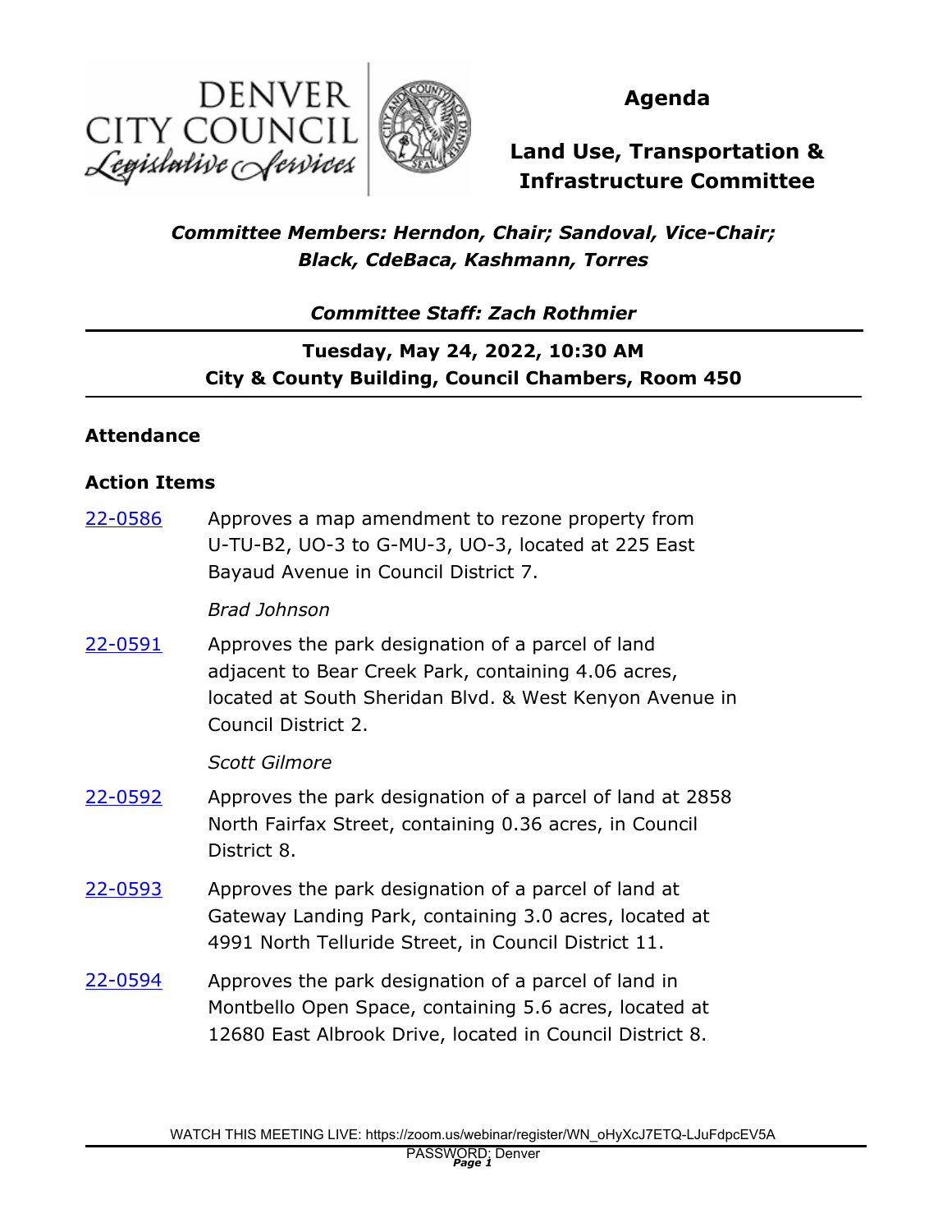DENVER CITY COUNCIL
*Legislative Services*

# Agenda

# Land Use, Transportation & Infrastructure Committee

***Committee Members: Herndon, Chair; Sandoval, Vice-Chair; Black, CdeBaca, Kashmann, Torres***

***Committee Staff: Zach Rothmier***

**Tuesday, May 24, 2022, 10:30 AM**
**City & County Building, Council Chambers, Room 450**

## Attendance

## Action Items

22-0586 Approves a map amendment to rezone property from U-TU-B2, UO-3 to G-MU-3, UO-3, located at 225 East Bayaud Avenue in Council District 7.

*Brad Johnson*

22-0591 Approves the park designation of a parcel of land adjacent to Bear Creek Park, containing 4.06 acres, located at South Sheridan Blvd. & West Kenyon Avenue in Council District 2.

*Scott Gilmore*

22-0592 Approves the park designation of a parcel of land at 2858 North Fairfax Street, containing 0.36 acres, in Council District 8.

22-0593 Approves the park designation of a parcel of land at Gateway Landing Park, containing 3.0 acres, located at 4991 North Telluride Street, in Council District 11.

22-0594 Approves the park designation of a parcel of land in Montbello Open Space, containing 5.6 acres, located at 12680 East Albrook Drive, located in Council District 8.

WATCH THIS MEETING LIVE: https://zoom.us/webinar/register/WN_oHyXcJ7ETQ-LJuFdpcEV5A
PASSWORD: Denver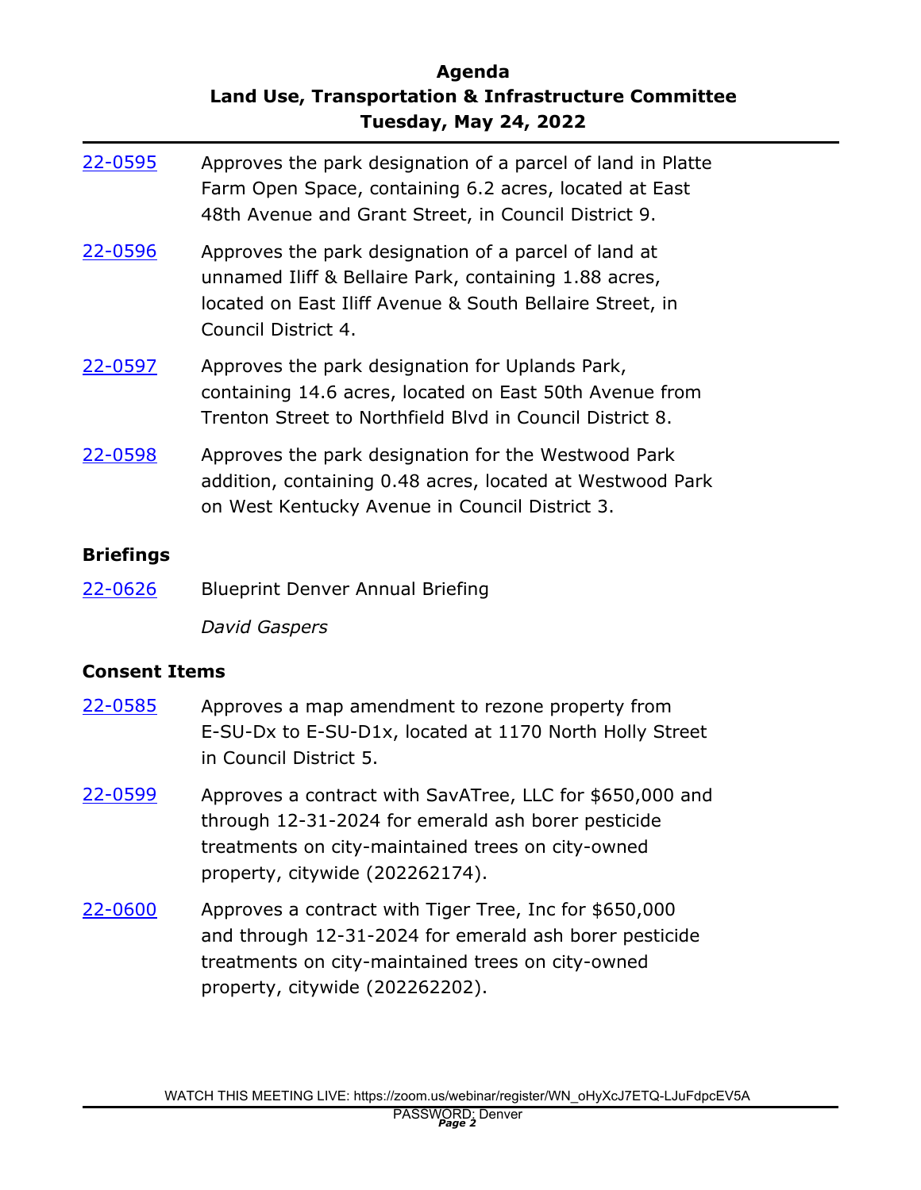22-0595 Approves the park designation of a parcel of land in Platte Farm Open Space, containing 6.2 acres, located at East 48th Avenue and Grant Street, in Council District 9.

22-0596 Approves the park designation of a parcel of land at unnamed Iliff & Bellaire Park, containing 1.88 acres, located on East Iliff Avenue & South Bellaire Street, in Council District 4.

22-0597 Approves the park designation for Uplands Park, containing 14.6 acres, located on East 50th Avenue from Trenton Street to Northfield Blvd in Council District 8.

22-0598 Approves the park designation for the Westwood Park addition, containing 0.48 acres, located at Westwood Park on West Kentucky Avenue in Council District 3.

## Briefings

22-0626 Blueprint Denver Annual Briefing

*David Gaspers*

## Consent Items

22-0585 Approves a map amendment to rezone property from E-SU-Dx to E-SU-D1x, located at 1170 North Holly Street in Council District 5.

22-0599 Approves a contract with SavATree, LLC for $650,000 and through 12-31-2024 for emerald ash borer pesticide treatments on city-maintained trees on city-owned property, citywide (202262174).

22-0600 Approves a contract with Tiger Tree, Inc for $650,000 and through 12-31-2024 for emerald ash borer pesticide treatments on city-maintained trees on city-owned property, citywide (202262202).

WATCH THIS MEETING LIVE: https://zoom.us/webinar/register/WN_oHyXcJ7ETQ-LJuFdpcEV5A
PASSWORD: Denver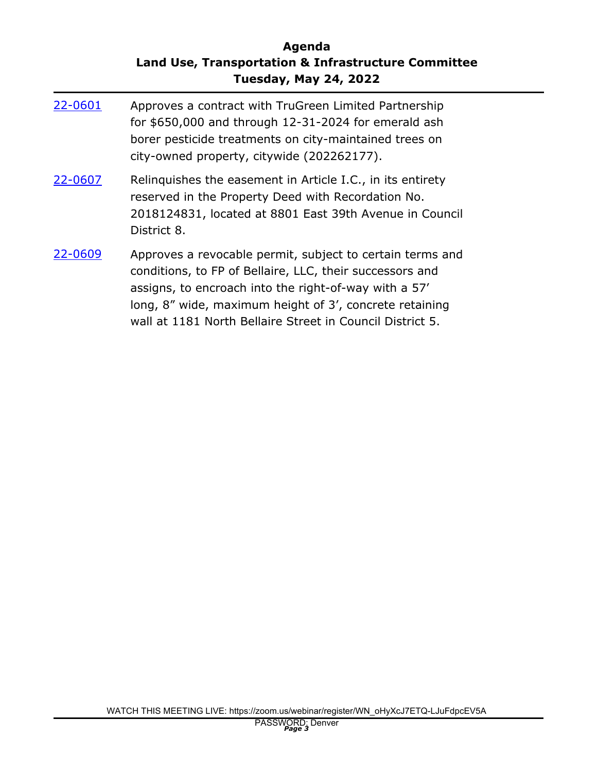22-0601 Approves a contract with TruGreen Limited Partnership for $650,000 and through 12-31-2024 for emerald ash borer pesticide treatments on city-maintained trees on city-owned property, citywide (202262177).

22-0607 Relinquishes the easement in Article I.C., in its entirety reserved in the Property Deed with Recordation No. 2018124831, located at 8801 East 39th Avenue in Council District 8.

22-0609 Approves a revocable permit, subject to certain terms and conditions, to FP of Bellaire, LLC, their successors and assigns, to encroach into the right-of-way with a 57' long, 8" wide, maximum height of 3', concrete retaining wall at 1181 North Bellaire Street in Council District 5.